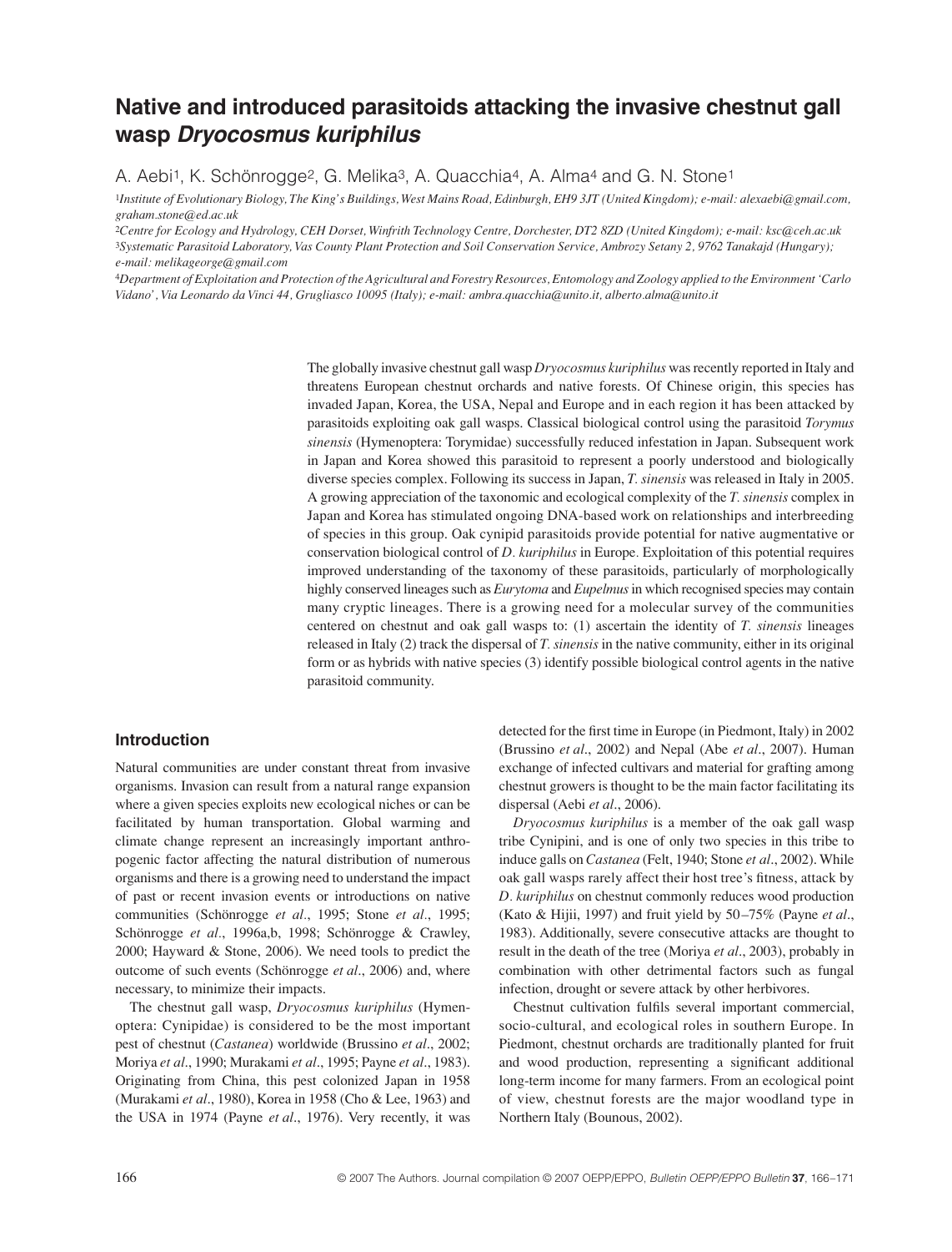# Native and introduced parasitoids attacking the invasive chestnut gall wasp *Dryocosmus kuriphilus*

A. Aebi[1], K. Schönrogge[2], G. Melika[3], A. Quacchia[4], A. Alma[4] and G. N. Stone[1]

[1]*Institute of Evolutionary Biology, The King's Buildings, West Mains Road, Edinburgh, EH9 3JT (United Kingdom); e-mail: alexaebi@gmail.com, graham.stone@ed.ac.uk*

[2]*Centre for Ecology and Hydrology, CEH Dorset, Winfrith Technology Centre, Dorchester, DT2 8ZD (United Kingdom); e-mail: ksc@ceh.ac.uk*

[3]*Systematic Parasitoid Laboratory, Vas County Plant Protection and Soil Conservation Service, Ambrozy Setany 2, 9762 Tanakajd (Hungary); e-mail: melikageorge@gmail.com*

[4]*Department of Exploitation and Protection of the Agricultural and Forestry Resources, Entomology and Zoology applied to the Environment 'Carlo Vidano', Via Leonardo da Vinci 44, Grugliasco 10095 (Italy); e-mail: ambra.quacchia@unito.it, alberto.alma@unito.it*

The globally invasive chestnut gall wasp *Dryocosmus kuriphilus* was recently reported in Italy and threatens European chestnut orchards and native forests. Of Chinese origin, this species has invaded Japan, Korea, the USA, Nepal and Europe and in each region it has been attacked by parasitoids exploiting oak gall wasps. Classical biological control using the parasitoid *Torymus sinensis* (Hymenoptera: Torymidae) successfully reduced infestation in Japan. Subsequent work in Japan and Korea showed this parasitoid to represent a poorly understood and biologically diverse species complex. Following its success in Japan, *T. sinensis* was released in Italy in 2005. A growing appreciation of the taxonomic and ecological complexity of the *T. sinensis* complex in Japan and Korea has stimulated ongoing DNA-based work on relationships and interbreeding of species in this group. Oak cynipid parasitoids provide potential for native augmentative or conservation biological control of *D. kuriphilus* in Europe. Exploitation of this potential requires improved understanding of the taxonomy of these parasitoids, particularly of morphologically highly conserved lineages such as *Eurytoma* and *Eupelmus* in which recognised species may contain many cryptic lineages. There is a growing need for a molecular survey of the communities centered on chestnut and oak gall wasps to: (1) ascertain the identity of *T. sinensis* lineages released in Italy (2) track the dispersal of *T. sinensis* in the native community, either in its original form or as hybrids with native species (3) identify possible biological control agents in the native parasitoid community.

## Introduction

Natural communities are under constant threat from invasive organisms. Invasion can result from a natural range expansion where a given species exploits new ecological niches or can be facilitated by human transportation. Global warming and climate change represent an increasingly important anthropogenic factor affecting the natural distribution of numerous organisms and there is a growing need to understand the impact of past or recent invasion events or introductions on native communities (Schönrogge *et al*., 1995; Stone *et al*., 1995; Schönrogge *et al*., 1996a,b, 1998; Schönrogge & Crawley, 2000; Hayward & Stone, 2006). We need tools to predict the outcome of such events (Schönrogge *et al*., 2006) and, where necessary, to minimize their impacts.

The chestnut gall wasp, *Dryocosmus kuriphilus* (Hymenoptera: Cynipidae) is considered to be the most important pest of chestnut (*Castanea*) worldwide (Brussino *et al*., 2002; Moriya *et al*., 1990; Murakami *et al*., 1995; Payne *et al*., 1983). Originating from China, this pest colonized Japan in 1958 (Murakami *et al*., 1980), Korea in 1958 (Cho & Lee, 1963) and the USA in 1974 (Payne *et al*., 1976). Very recently, it was detected for the first time in Europe (in Piedmont, Italy) in 2002 (Brussino *et al*., 2002) and Nepal (Abe *et al*., 2007). Human exchange of infected cultivars and material for grafting among chestnut growers is thought to be the main factor facilitating its dispersal (Aebi *et al*., 2006).

*Dryocosmus kuriphilus* is a member of the oak gall wasp tribe Cynipini, and is one of only two species in this tribe to induce galls on *Castanea* (Felt, 1940; Stone *et al*., 2002). While oak gall wasps rarely affect their host tree's fitness, attack by *D. kuriphilus* on chestnut commonly reduces wood production (Kato & Hijii, 1997) and fruit yield by 50–75% (Payne *et al*., 1983). Additionally, severe consecutive attacks are thought to result in the death of the tree (Moriya *et al*., 2003), probably in combination with other detrimental factors such as fungal infection, drought or severe attack by other herbivores.

Chestnut cultivation fulfils several important commercial, socio-cultural, and ecological roles in southern Europe. In Piedmont, chestnut orchards are traditionally planted for fruit and wood production, representing a significant additional long-term income for many farmers. From an ecological point of view, chestnut forests are the major woodland type in Northern Italy (Bounous, 2002).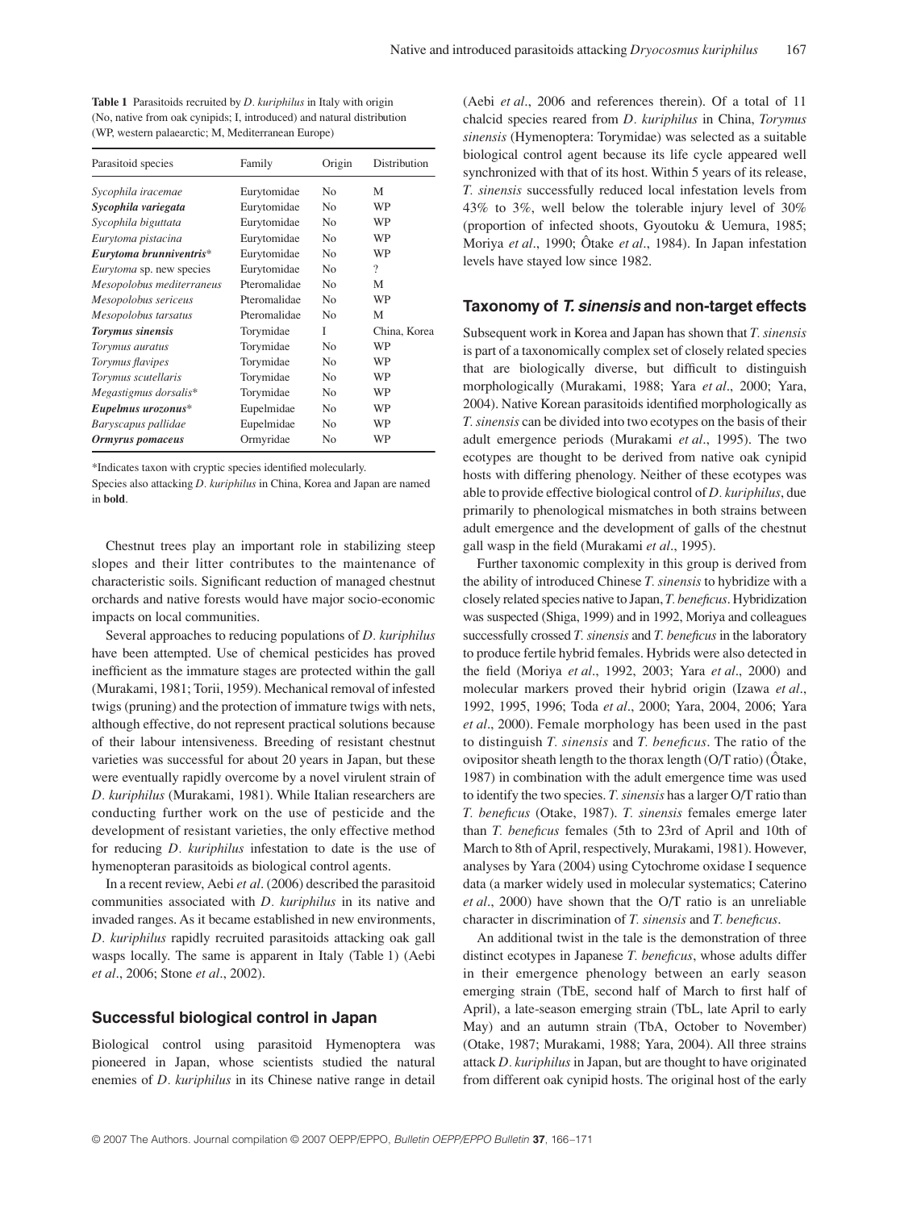**Table 1** Parasitoids recruited by *D. kuriphilus* in Italy with origin (No, native from oak cynipids; I, introduced) and natural distribution (WP, western palaearctic; M, Mediterranean Europe)

| Parasitoid species | Family | Origin | Distribution |
|---|---|---|---|
| *Sycophila iracemae* | Eurytomidae | No | M |
| ***Sycophila variegata*** | Eurytomidae | No | WP |
| *Sycophila biguttata* | Eurytomidae | No | WP |
| *Eurytoma pistacina* | Eurytomidae | No | WP |
| ***Eurytoma brunniventris**** | Eurytomidae | No | WP |
| *Eurytoma* sp. new species | Eurytomidae | No | ? |
| *Mesopolobus mediterraneus* | Pteromalidae | No | M |
| *Mesopolobus sericeus* | Pteromalidae | No | WP |
| *Mesopolobus tarsatus* | Pteromalidae | No | M |
| ***Torymus sinensis*** | Torymidae | I | China, Korea |
| *Torymus auratus* | Torymidae | No | WP |
| *Torymus flavipes* | Torymidae | No | WP |
| *Torymus scutellaris* | Torymidae | No | WP |
| *Megastigmus dorsalis** | Torymidae | No | WP |
| ***Eupelmus urozonus**** | Eupelmidae | No | WP |
| *Baryscapus pallidae* | Eupelmidae | No | WP |
| ***Ormyrus pomaceus*** | Ormyridae | No | WP |

*Indicates taxon with cryptic species identified molecularly.
Species also attacking *D. kuriphilus* in China, Korea and Japan are named in **bold**.

Chestnut trees play an important role in stabilizing steep slopes and their litter contributes to the maintenance of characteristic soils. Significant reduction of managed chestnut orchards and native forests would have major socio-economic impacts on local communities.

Several approaches to reducing populations of *D. kuriphilus* have been attempted. Use of chemical pesticides has proved inefficient as the immature stages are protected within the gall (Murakami, 1981; Torii, 1959). Mechanical removal of infested twigs (pruning) and the protection of immature twigs with nets, although effective, do not represent practical solutions because of their labour intensiveness. Breeding of resistant chestnut varieties was successful for about 20 years in Japan, but these were eventually rapidly overcome by a novel virulent strain of *D. kuriphilus* (Murakami, 1981). While Italian researchers are conducting further work on the use of pesticide and the development of resistant varieties, the only effective method for reducing *D. kuriphilus* infestation to date is the use of hymenopteran parasitoids as biological control agents.

In a recent review, Aebi *et al*. (2006) described the parasitoid communities associated with *D. kuriphilus* in its native and invaded ranges. As it became established in new environments, *D. kuriphilus* rapidly recruited parasitoids attacking oak gall wasps locally. The same is apparent in Italy (Table 1) (Aebi *et al*., 2006; Stone *et al*., 2002).

## Successful biological control in Japan

Biological control using parasitoid Hymenoptera was pioneered in Japan, whose scientists studied the natural enemies of *D. kuriphilus* in its Chinese native range in detail (Aebi *et al*., 2006 and references therein). Of a total of 11 chalcid species reared from *D. kuriphilus* in China, *Torymus sinensis* (Hymenoptera: Torymidae) was selected as a suitable biological control agent because its life cycle appeared well synchronized with that of its host. Within 5 years of its release, *T. sinensis* successfully reduced local infestation levels from 43% to 3%, well below the tolerable injury level of 30% (proportion of infected shoots, Gyoutoku & Uemura, 1985; Moriya *et al*., 1990; Ôtake *et al*., 1984). In Japan infestation levels have stayed low since 1982.

## Taxonomy of *T. sinensis* and non-target effects

Subsequent work in Korea and Japan has shown that *T. sinensis* is part of a taxonomically complex set of closely related species that are biologically diverse, but difficult to distinguish morphologically (Murakami, 1988; Yara *et al*., 2000; Yara, 2004). Native Korean parasitoids identified morphologically as *T. sinensis* can be divided into two ecotypes on the basis of their adult emergence periods (Murakami *et al*., 1995). The two ecotypes are thought to be derived from native oak cynipid hosts with differing phenology. Neither of these ecotypes was able to provide effective biological control of *D. kuriphilus*, due primarily to phenological mismatches in both strains between adult emergence and the development of galls of the chestnut gall wasp in the field (Murakami *et al*., 1995).

Further taxonomic complexity in this group is derived from the ability of introduced Chinese *T. sinensis* to hybridize with a closely related species native to Japan, *T. beneficus*. Hybridization was suspected (Shiga, 1999) and in 1992, Moriya and colleagues successfully crossed *T. sinensis* and *T. beneficus* in the laboratory to produce fertile hybrid females. Hybrids were also detected in the field (Moriya *et al*., 1992, 2003; Yara *et al*., 2000) and molecular markers proved their hybrid origin (Izawa *et al*., 1992, 1995, 1996; Toda *et al*., 2000; Yara, 2004, 2006; Yara *et al*., 2000). Female morphology has been used in the past to distinguish *T. sinensis* and *T. beneficus*. The ratio of the ovipositor sheath length to the thorax length (O/T ratio) (Ôtake, 1987) in combination with the adult emergence time was used to identify the two species. *T. sinensis* has a larger O/T ratio than *T. beneficus* (Otake, 1987). *T. sinensis* females emerge later than *T. beneficus* females (5th to 23rd of April and 10th of March to 8th of April, respectively, Murakami, 1981). However, analyses by Yara (2004) using Cytochrome oxidase I sequence data (a marker widely used in molecular systematics; Caterino *et al*., 2000) have shown that the O/T ratio is an unreliable character in discrimination of *T. sinensis* and *T. beneficus*.

An additional twist in the tale is the demonstration of three distinct ecotypes in Japanese *T. beneficus*, whose adults differ in their emergence phenology between an early season emerging strain (TbE, second half of March to first half of April), a late-season emerging strain (TbL, late April to early May) and an autumn strain (TbA, October to November) (Otake, 1987; Murakami, 1988; Yara, 2004). All three strains attack *D. kuriphilus* in Japan, but are thought to have originated from different oak cynipid hosts. The original host of the early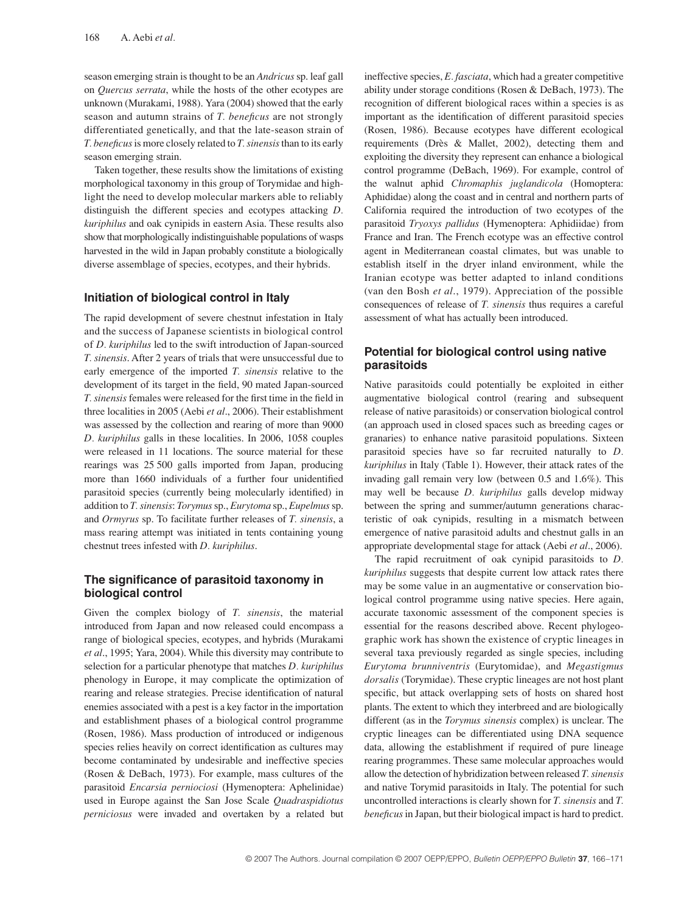season emerging strain is thought to be an *Andricus* sp. leaf gall on *Quercus serrata*, while the hosts of the other ecotypes are unknown (Murakami, 1988). Yara (2004) showed that the early season and autumn strains of *T. beneficus* are not strongly differentiated genetically, and that the late-season strain of *T. beneficus* is more closely related to *T. sinensis* than to its early season emerging strain.

Taken together, these results show the limitations of existing morphological taxonomy in this group of Torymidae and highlight the need to develop molecular markers able to reliably distinguish the different species and ecotypes attacking *D. kuriphilus* and oak cynipids in eastern Asia. These results also show that morphologically indistinguishable populations of wasps harvested in the wild in Japan probably constitute a biologically diverse assemblage of species, ecotypes, and their hybrids.

## Initiation of biological control in Italy

The rapid development of severe chestnut infestation in Italy and the success of Japanese scientists in biological control of *D. kuriphilus* led to the swift introduction of Japan-sourced *T. sinensis*. After 2 years of trials that were unsuccessful due to early emergence of the imported *T. sinensis* relative to the development of its target in the field, 90 mated Japan-sourced *T. sinensis* females were released for the first time in the field in three localities in 2005 (Aebi *et al*., 2006). Their establishment was assessed by the collection and rearing of more than 9000 *D. kuriphilus* galls in these localities. In 2006, 1058 couples were released in 11 locations. The source material for these rearings was 25 500 galls imported from Japan, producing more than 1660 individuals of a further four unidentified parasitoid species (currently being molecularly identified) in addition to *T. sinensis*: *Torymus* sp., *Eurytoma* sp., *Eupelmus* sp. and *Ormyrus* sp. To facilitate further releases of *T. sinensis*, a mass rearing attempt was initiated in tents containing young chestnut trees infested with *D. kuriphilus*.

## The significance of parasitoid taxonomy in biological control

Given the complex biology of *T. sinensis*, the material introduced from Japan and now released could encompass a range of biological species, ecotypes, and hybrids (Murakami *et al*., 1995; Yara, 2004). While this diversity may contribute to selection for a particular phenotype that matches *D. kuriphilus* phenology in Europe, it may complicate the optimization of rearing and release strategies. Precise identification of natural enemies associated with a pest is a key factor in the importation and establishment phases of a biological control programme (Rosen, 1986). Mass production of introduced or indigenous species relies heavily on correct identification as cultures may become contaminated by undesirable and ineffective species (Rosen & DeBach, 1973). For example, mass cultures of the parasitoid *Encarsia perniociosi* (Hymenoptera: Aphelinidae) used in Europe against the San Jose Scale *Quadraspidiotus perniciosus* were invaded and overtaken by a related but ineffective species, *E. fasciata*, which had a greater competitive ability under storage conditions (Rosen & DeBach, 1973). The recognition of different biological races within a species is as important as the identification of different parasitoid species (Rosen, 1986). Because ecotypes have different ecological requirements (Drès & Mallet, 2002), detecting them and exploiting the diversity they represent can enhance a biological control programme (DeBach, 1969). For example, control of the walnut aphid *Chromaphis juglandicola* (Homoptera: Aphididae) along the coast and in central and northern parts of California required the introduction of two ecotypes of the parasitoid *Tryoxys pallidus* (Hymenoptera: Aphidiidae) from France and Iran. The French ecotype was an effective control agent in Mediterranean coastal climates, but was unable to establish itself in the dryer inland environment, while the Iranian ecotype was better adapted to inland conditions (van den Bosh *et al*., 1979). Appreciation of the possible consequences of release of *T. sinensis* thus requires a careful assessment of what has actually been introduced.

## Potential for biological control using native parasitoids

Native parasitoids could potentially be exploited in either augmentative biological control (rearing and subsequent release of native parasitoids) or conservation biological control (an approach used in closed spaces such as breeding cages or granaries) to enhance native parasitoid populations. Sixteen parasitoid species have so far recruited naturally to *D. kuriphilus* in Italy (Table 1). However, their attack rates of the invading gall remain very low (between 0.5 and 1.6%). This may well be because *D. kuriphilus* galls develop midway between the spring and summer/autumn generations characteristic of oak cynipids, resulting in a mismatch between emergence of native parasitoid adults and chestnut galls in an appropriate developmental stage for attack (Aebi *et al*., 2006).

The rapid recruitment of oak cynipid parasitoids to *D. kuriphilus* suggests that despite current low attack rates there may be some value in an augmentative or conservation biological control programme using native species. Here again, accurate taxonomic assessment of the component species is essential for the reasons described above. Recent phylogeographic work has shown the existence of cryptic lineages in several taxa previously regarded as single species, including *Eurytoma brunniventris* (Eurytomidae), and *Megastigmus dorsalis* (Torymidae). These cryptic lineages are not host plant specific, but attack overlapping sets of hosts on shared host plants. The extent to which they interbreed and are biologically different (as in the *Torymus sinensis* complex) is unclear. The cryptic lineages can be differentiated using DNA sequence data, allowing the establishment if required of pure lineage rearing programmes. These same molecular approaches would allow the detection of hybridization between released *T. sinensis* and native Torymid parasitoids in Italy. The potential for such uncontrolled interactions is clearly shown for *T. sinensis* and *T. beneficus* in Japan, but their biological impact is hard to predict.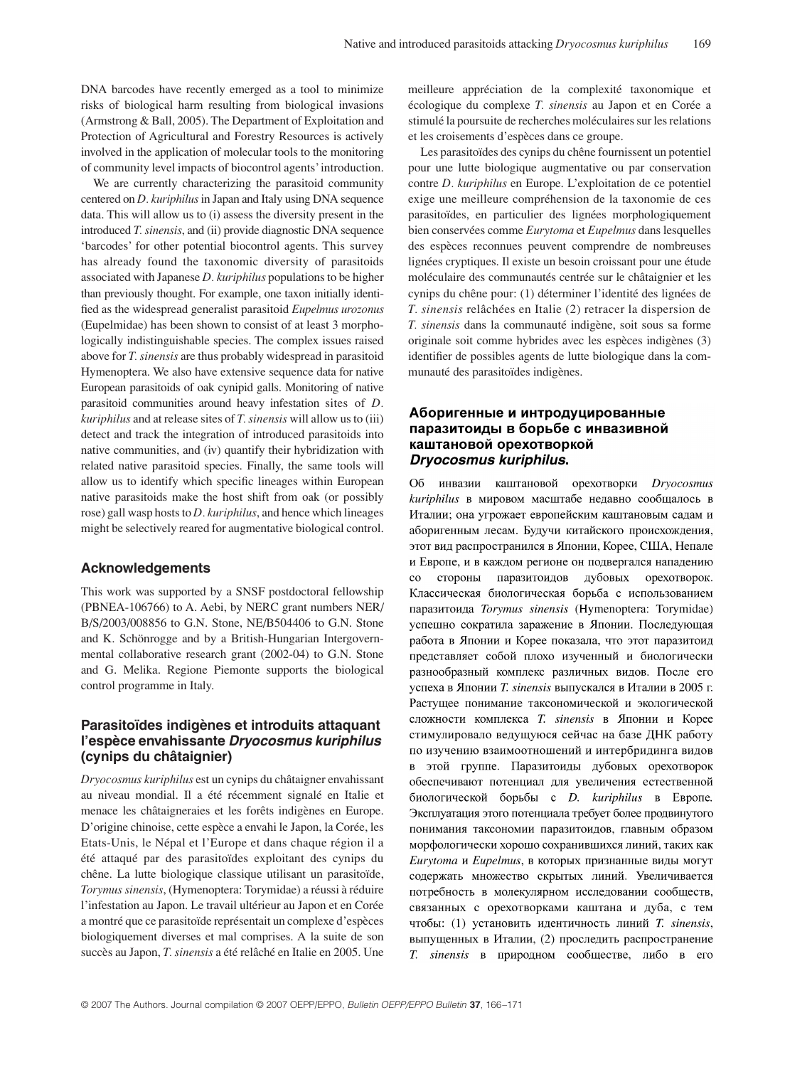DNA barcodes have recently emerged as a tool to minimize risks of biological harm resulting from biological invasions (Armstrong & Ball, 2005). The Department of Exploitation and Protection of Agricultural and Forestry Resources is actively involved in the application of molecular tools to the monitoring of community level impacts of biocontrol agents' introduction.

We are currently characterizing the parasitoid community centered on *D. kuriphilus* in Japan and Italy using DNA sequence data. This will allow us to (i) assess the diversity present in the introduced *T. sinensis*, and (ii) provide diagnostic DNA sequence 'barcodes' for other potential biocontrol agents. This survey has already found the taxonomic diversity of parasitoids associated with Japanese *D. kuriphilus* populations to be higher than previously thought. For example, one taxon initially identified as the widespread generalist parasitoid *Eupelmus urozonus* (Eupelmidae) has been shown to consist of at least 3 morphologically indistinguishable species. The complex issues raised above for *T. sinensis* are thus probably widespread in parasitoid Hymenoptera. We also have extensive sequence data for native European parasitoids of oak cynipid galls. Monitoring of native parasitoid communities around heavy infestation sites of *D. kuriphilus* and at release sites of *T. sinensis* will allow us to (iii) detect and track the integration of introduced parasitoids into native communities, and (iv) quantify their hybridization with related native parasitoid species. Finally, the same tools will allow us to identify which specific lineages within European native parasitoids make the host shift from oak (or possibly rose) gall wasp hosts to *D. kuriphilus*, and hence which lineages might be selectively reared for augmentative biological control.

## Acknowledgements

This work was supported by a SNSF postdoctoral fellowship (PBNEA-106766) to A. Aebi, by NERC grant numbers NER/B/S/2003/008856 to G.N. Stone, NE/B504406 to G.N. Stone and K. Schönrogge and by a British-Hungarian Intergovernmental collaborative research grant (2002-04) to G.N. Stone and G. Melika. Regione Piemonte supports the biological control programme in Italy.

## Parasitoïdes indigènes et introduits attaquant l'espèce envahissante *Dryocosmus kuriphilus* (cynips du châtaignier)

*Dryocosmus kuriphilus* est un cynips du châtaignier envahissant au niveau mondial. Il a été récemment signalé en Italie et menace les châtaigneraies et les forêts indigènes en Europe. D'origine chinoise, cette espèce a envahi le Japon, la Corée, les Etats-Unis, le Népal et l'Europe et dans chaque région il a été attaqué par des parasitoïdes exploitant des cynips du chêne. La lutte biologique classique utilisant un parasitoïde, *Torymus sinensis*, (Hymenoptera: Torymidae) a réussi à réduire l'infestation au Japon. Le travail ultérieur au Japon et en Corée a montré que ce parasitoïde représentait un complexe d'espèces biologiquement diverses et mal comprises. A la suite de son succès au Japon, *T. sinensis* a été relâché en Italie en 2005. Une meilleure appréciation de la complexité taxonomique et écologique du complexe *T. sinensis* au Japon et en Corée a stimulé la poursuite de recherches moléculaires sur les relations et les croisements d'espèces dans ce groupe.

Les parasitoïdes des cynips du chêne fournissent un potentiel pour une lutte biologique augmentative ou par conservation contre *D. kuriphilus* en Europe. L'exploitation de ce potentiel exige une meilleure compréhension de la taxonomie de ces parasitoïdes, en particulier des lignées morphologiquement bien conservées comme *Eurytoma* et *Eupelmus* dans lesquelles des espèces reconnues peuvent comprendre de nombreuses lignées cryptiques. Il existe un besoin croissant pour une étude moléculaire des communautés centrée sur le châtaignier et les cynips du chêne pour: (1) déterminer l'identité des lignées de *T. sinensis* relâchées en Italie (2) retracer la dispersion de *T. sinensis* dans la communauté indigène, soit sous sa forme originale soit comme hybrides avec les espèces indigènes (3) identifier de possibles agents de lutte biologique dans la communauté des parasitoïdes indigènes.

## Аборигенные и интродуцированные паразитоиды в борьбе с инвазивной каштановой орехотворкой *Dryocosmus kuriphilus*.

Об инвазии каштановой орехотворки *Dryocosmus kuriphilus* в мировом масштабе недавно сообщалось в Италии; она угрожает европейским каштановым садам и аборигенным лесам. Будучи китайского происхождения, этот вид распространился в Японии, Корее, США, Непале и Европе, и в каждом регионе он подвергался нападению со стороны паразитоидов дубовых орехотворок. Классическая биологическая борьба с использованием паразитоида *Torymus sinensis* (Hymenoptera: Torymidae) успешно сократила заражение в Японии. Последующая работа в Японии и Корее показала, что этот паразитоид представляет собой плохо изученный и биологически разнообразный комплекс различных видов. После его успеха в Японии *T. sinensis* выпускался в Италии в 2005 г. Растущее понимание таксономической и экологической сложности комплекса *T. sinensis* в Японии и Корее стимулировало ведущуюся сейчас на базе ДНК работу по изучению взаимоотношений и интербридинга видов в этой группе. Паразитоиды дубовых орехотворок обеспечивают потенциал для увеличения естественной биологической борьбы с *D. kuriphilus* в Европе. Эксплуатация этого потенциала требует более продвинутого понимания таксономии паразитоидов, главным образом морфологически хорошо сохранившихся линий, таких как *Eurytoma* и *Eupelmus*, в которых признанные виды могут содержать множество скрытых линий. Увеличивается потребность в молекулярном исследовании сообществ, связанных с орехотворками каштана и дуба, с тем чтобы: (1) установить идентичность линий *T. sinensis*, выпущенных в Италии, (2) проследить распространение *T. sinensis* в природном сообществе, либо в его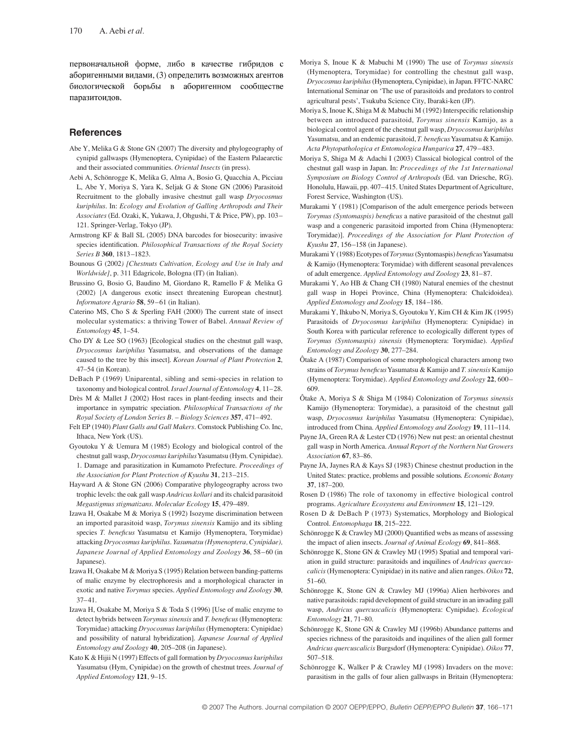первоначальной форме, либо в качестве гибридов с аборигенными видами, (3) определить возможных агентов биологической борьбы в аборигенном сообществе паразитоидов.

## References

Abe Y, Melika G & Stone GN (2007) The diversity and phylogeography of cynipid gallwasps (Hymenoptera, Cynipidae) of the Eastern Palaearctic and their associated communities. *Oriental Insects* (in press).

Aebi A, Schönrogge K, Melika G, Alma A, Bosio G, Quacchia A, Picciau L, Abe Y, Moriya S, Yara K, Seljak G & Stone GN (2006) Parasitoid Recruitment to the globally invasive chestnut gall wasp *Dryocosmus kuriphilus*. In: *Ecology and Evolution of Galling Arthropods and Their Associates* (Ed. Ozaki, K, Yukawa, J, Ohgushi, T & Price, PW), pp. 103–121. Springer-Verlag, Tokyo (JP).

Armstrong KF & Ball SL (2005) DNA barcodes for biosecurity: invasive species identification. *Philosophical Transactions of the Royal Society Series B* **360**, 1813–1823.

Bounous G (2002) *[Chestnuts Cultivation, Ecology and Use in Italy and Worldwide]*, p. 311 Edagricole, Bologna (IT) (in Italian).

Brussino G, Bosio G, Baudino M, Giordano R, Ramello F & Melika G (2002) [A dangerous exotic insect threatening European chestnut]. *Informatore Agrario* **58**, 59–61 (in Italian).

Caterino MS, Cho S & Sperling FAH (2000) The current state of insect molecular systematics: a thriving Tower of Babel. *Annual Review of Entomology* **45**, 1–54.

Cho DY & Lee SO (1963) [Ecological studies on the chestnut gall wasp, *Dryocosmus kuriphilus* Yasumatsu, and observations of the damage caused to the tree by this insect]. *Korean Journal of Plant Protection* **2**, 47–54 (in Korean).

DeBach P (1969) Uniparental, sibling and semi-species in relation to taxonomy and biological control. *Israel Journal of Entomology* **4**, 11–28.

Drès M & Mallet J (2002) Host races in plant-feeding insects and their importance in sympatric speciation. *Philosophical Transactions of the Royal Society of London Series B. – Biology Sciences* **357**, 471–492.

Felt EP (1940) *Plant Galls and Gall Makers*. Comstock Publishing Co. Inc, Ithaca, New York (US).

Gyoutoku Y & Uemura M (1985) Ecology and biological control of the chestnut gall wasp, *Dryocosmus kuriphilus* Yasumatsu (Hym. Cynipidae). 1. Damage and parasitization in Kumamoto Prefecture. *Proceedings of the Association for Plant Protection of Kyushu* **31**, 213–215.

Hayward A & Stone GN (2006) Comparative phylogeography across two trophic levels: the oak gall wasp *Andricus kollari* and its chalcid parasitoid *Megastigmus stigmatizans*. *Molecular Ecology* **15**, 479–489.

Izawa H, Osakabe M & Moriya S (1992) Isozyme discrimination between an imported parasitoid wasp, *Torymus sinensis* Kamijo and its sibling species *T. beneficus* Yasumatsu et Kamijo (Hymenoptera, Torymidae) attacking *Dryocosmus kuriphilus*. *Yasumatsu (Hymenoptera, Cynipidae), Japanese Journal of Applied Entomology and Zoology* **36**, 58–60 (in Japanese).

Izawa H, Osakabe M & Moriya S (1995) Relation between banding-patterns of malic enzyme by electrophoresis and a morphological character in exotic and native *Torymus* species. *Applied Entomology and Zoology* **30**, 37–41.

Izawa H, Osakabe M, Moriya S & Toda S (1996) [Use of malic enzyme to detect hybrids between *Torymus sinensis* and *T. beneficus* (Hymenoptera: Torymidae) attacking *Dryocosmus kuriphilus* (Hymenoptera: Cynipidae) and possibility of natural hybridization]. *Japanese Journal of Applied Entomology and Zoology* **40**, 205–208 (in Japanese).

Kato K & Hijii N (1997) Effects of gall formation by *Dryocosmus kuriphilus* Yasumatsu (Hym, Cynipidae) on the growth of chestnut trees. *Journal of Applied Entomology* **121**, 9–15.

Moriya S, Inoue K & Mabuchi M (1990) The use of *Torymus sinensis* (Hymenoptera, Torymidae) for controlling the chestnut gall wasp, *Dryocosmus kuriphilus* (Hymenoptera, Cynipidae), in Japan. FFTC-NARC International Seminar on 'The use of parasitoids and predators to control agricultural pests', Tsukuba Science City, Ibaraki-ken (JP).

Moriya S, Inoue K, Shiga M & Mabuchi M (1992) Interspecific relationship between an introduced parasitoid, *Torymus sinensis* Kamijo, as a biological control agent of the chestnut gall wasp, *Dryocosmus kuriphilus* Yasumatsu, and an endemic parasitoid, *T. beneficus* Yasumatsu & Kamijo. *Acta Phytopathologica et Entomologica Hungarica* **27**, 479–483.

Moriya S, Shiga M & Adachi I (2003) Classical biological control of the chestnut gall wasp in Japan. In: *Proceedings of the 1st International Symposium on Biology Control of Arthropods* (Ed. van Driesche, RG). Honolulu, Hawaii, pp. 407–415. United States Department of Agriculture, Forest Service, Washington (US).

Murakami Y (1981) [Comparison of the adult emergence periods between *Torymus (Syntomaspis) beneficus* a native parasitoid of the chestnut gall wasp and a congeneric parasitoid imported from China (Hymenoptera: Torymidae)]. *Proceedings of the Association for Plant Protection of Kyushu* **27**, 156–158 (in Japanese).

Murakami Y (1988) Ecotypes of *Torymus* (Syntomaspis) *beneficus* Yasumatsu & Kamijo (Hymenoptera: Torymidae) with different seasonal prevalences of adult emergence. *Applied Entomology and Zoology* **23**, 81–87.

Murakami Y, Ao HB & Chang CH (1980) Natural enemies of the chestnut gall wasp in Hopei Province, China (Hymenoptera: Chalcidoidea). *Applied Entomology and Zoology* **15**, 184–186.

Murakami Y, Ihkubo N, Moriya S, Gyoutoku Y, Kim CH & Kim JK (1995) Parasitoids of *Dryocosmus kuriphilus* (Hymenoptera: Cynipidae) in South Korea with particular reference to ecologically different types of *Torymus (Syntomaspis) sinensis* (Hymenoptera: Torymidae). *Applied Entomology and Zoology* **30**, 277–284.

Ôtake A (1987) Comparison of some morphological characters among two strains of *Torymus beneficus* Yasumatsu & Kamijo and *T. sinensis* Kamijo (Hymenoptera: Torymidae). *Applied Entomology and Zoology* **22**, 600–609.

Ôtake A, Moriya S & Shiga M (1984) Colonization of *Torymus sinensis* Kamijo (Hymenoptera: Torymidae), a parasitoid of the chestnut gall wasp, *Dryocosmus kuriphilus* Yasumatsu (Hymenoptera: Cynipidae), introduced from China. *Applied Entomology and Zoology* **19**, 111–114.

Payne JA, Green RA & Lester CD (1976) New nut pest: an oriental chestnut gall wasp in North America. *Annual Report of the Northern Nut Growers Association* **67**, 83–86.

Payne JA, Jaynes RA & Kays SJ (1983) Chinese chestnut production in the United States: practice, problems and possible solutions. *Economic Botany* **37**, 187–200.

Rosen D (1986) The role of taxonomy in effective biological control programs. *Agriculture Ecosystems and Environment* **15**, 121–129.

Rosen D & DeBach P (1973) Systematics, Morphology and Biological Control. *Entomophaga* **18**, 215–222.

Schönrogge K & Crawley MJ (2000) Quantified webs as means of assessing the impact of alien insects. *Journal of Animal Ecology* **69**, 841–868.

Schönrogge K, Stone GN & Crawley MJ (1995) Spatial and temporal variation in guild structure: parasitoids and inquilines of *Andricus quercuscalicis* (Hymenoptera: Cynipidae) in its native and alien ranges. *Oikos* **72**, 51–60.

Schönrogge K, Stone GN & Crawley MJ (1996a) Alien herbivores and native parasitoids: rapid development of guild structure in an invading gall wasp, *Andricus quercuscalicis* (Hymenoptera: Cynipidae). *Ecological Entomology* **21**, 71–80.

Schönrogge K, Stone GN & Crawley MJ (1996b) Abundance patterns and species richness of the parasitoids and inquilines of the alien gall former *Andricus quercuscalicis* Burgsdorf (Hymenoptera: Cynipidae). *Oikos* **77**, 507–518.

Schönrogge K, Walker P & Crawley MJ (1998) Invaders on the move: parasitism in the galls of four alien gallwasps in Britain (Hymenoptera: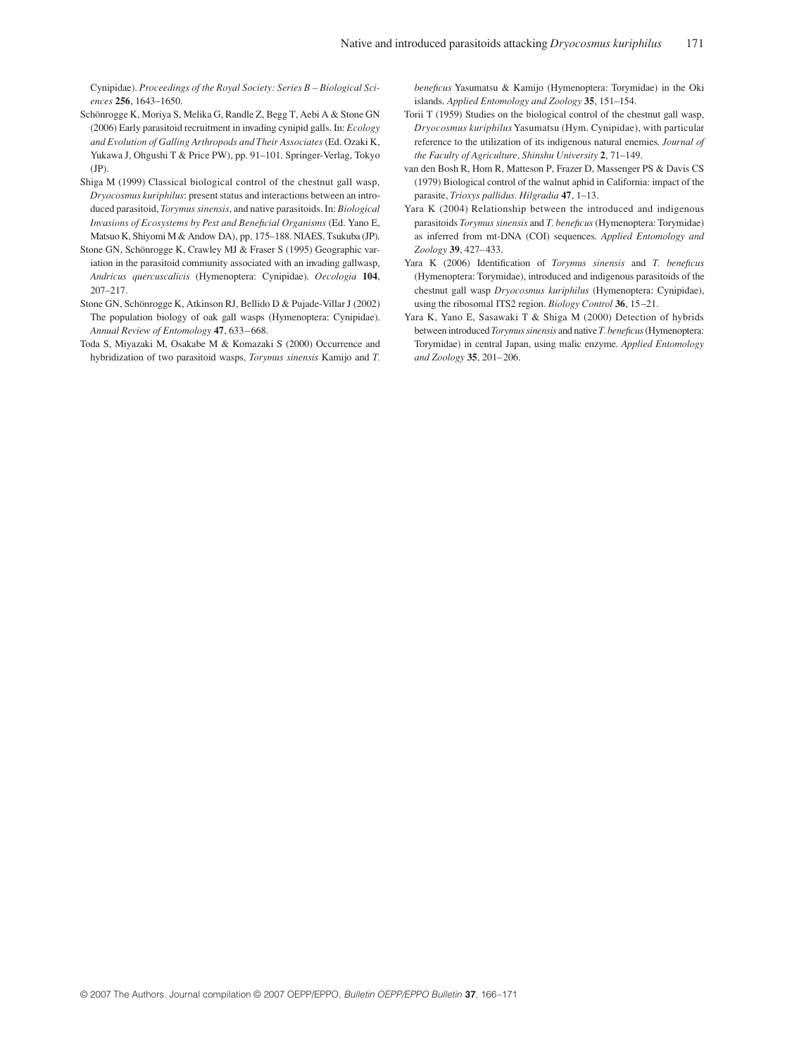Cynipidae). *Proceedings of the Royal Society: Series B – Biological Sciences* **256**, 1643–1650.

Schönrogge K, Moriya S, Melika G, Randle Z, Begg T, Aebi A & Stone GN (2006) Early parasitoid recruitment in invading cynipid galls. In: *Ecology and Evolution of Galling Arthropods and Their Associates* (Ed. Ozaki K, Yukawa J, Ohgushi T & Price PW), pp. 91–101. Springer-Verlag, Tokyo (JP).

Shiga M (1999) Classical biological control of the chestnut gall wasp, *Dryocosmus kuriphilus*: present status and interactions between an introduced parasitoid, *Torymus sinensis*, and native parasitoids. In: *Biological Invasions of Ecosystems by Pest and Beneficial Organisms* (Ed. Yano E, Matsuo K, Shiyomi M & Andow DA), pp. 175–188. NIAES, Tsukuba (JP).

Stone GN, Schönrogge K, Crawley MJ & Fraser S (1995) Geographic variation in the parasitoid community associated with an invading gallwasp, *Andricus quercuscalicis* (Hymenoptera: Cynipidae). *Oecologia* **104**, 207–217.

Stone GN, Schönrogge K, Atkinson RJ, Bellido D & Pujade-Villar J (2002) The population biology of oak gall wasps (Hymenoptera: Cynipidae). *Annual Review of Entomology* **47**, 633–668.

Toda S, Miyazaki M, Osakabe M & Komazaki S (2000) Occurrence and hybridization of two parasitoid wasps, *Torymus sinensis* Kamijo and *T. beneficus* Yasumatsu & Kamijo (Hymenoptera: Torymidae) in the Oki islands. *Applied Entomology and Zoology* **35**, 151–154.

Torii T (1959) Studies on the biological control of the chestnut gall wasp, *Dryocosmus kuriphilus* Yasumatsu (Hym. Cynipidae), with particular reference to the utilization of its indigenous natural enemies. *Journal of the Faculty of Agriculture, Shinshu University* **2**, 71–149.

van den Bosh R, Hom R, Matteson P, Frazer D, Massenger PS & Davis CS (1979) Biological control of the walnut aphid in California: impact of the parasite, *Trioxys pallidus*. *Hilgradia* **47**, 1–13.

Yara K (2004) Relationship between the introduced and indigenous parasitoids *Torymus sinensis* and *T. beneficus* (Hymenoptera: Torymidae) as inferred from mt-DNA (COI) sequences. *Applied Entomology and Zoology* **39**, 427–433.

Yara K (2006) Identification of *Torymus sinensis* and *T. beneficus* (Hymenoptera: Torymidae), introduced and indigenous parasitoids of the chestnut gall wasp *Dryocosmus kuriphilus* (Hymenoptera: Cynipidae), using the ribosomal ITS2 region. *Biology Control* **36**, 15–21.

Yara K, Yano E, Sasawaki T & Shiga M (2000) Detection of hybrids between introduced *Torymus sinensis* and native *T. beneficus* (Hymenoptera: Torymidae) in central Japan, using malic enzyme. *Applied Entomology and Zoology* **35**, 201–206.